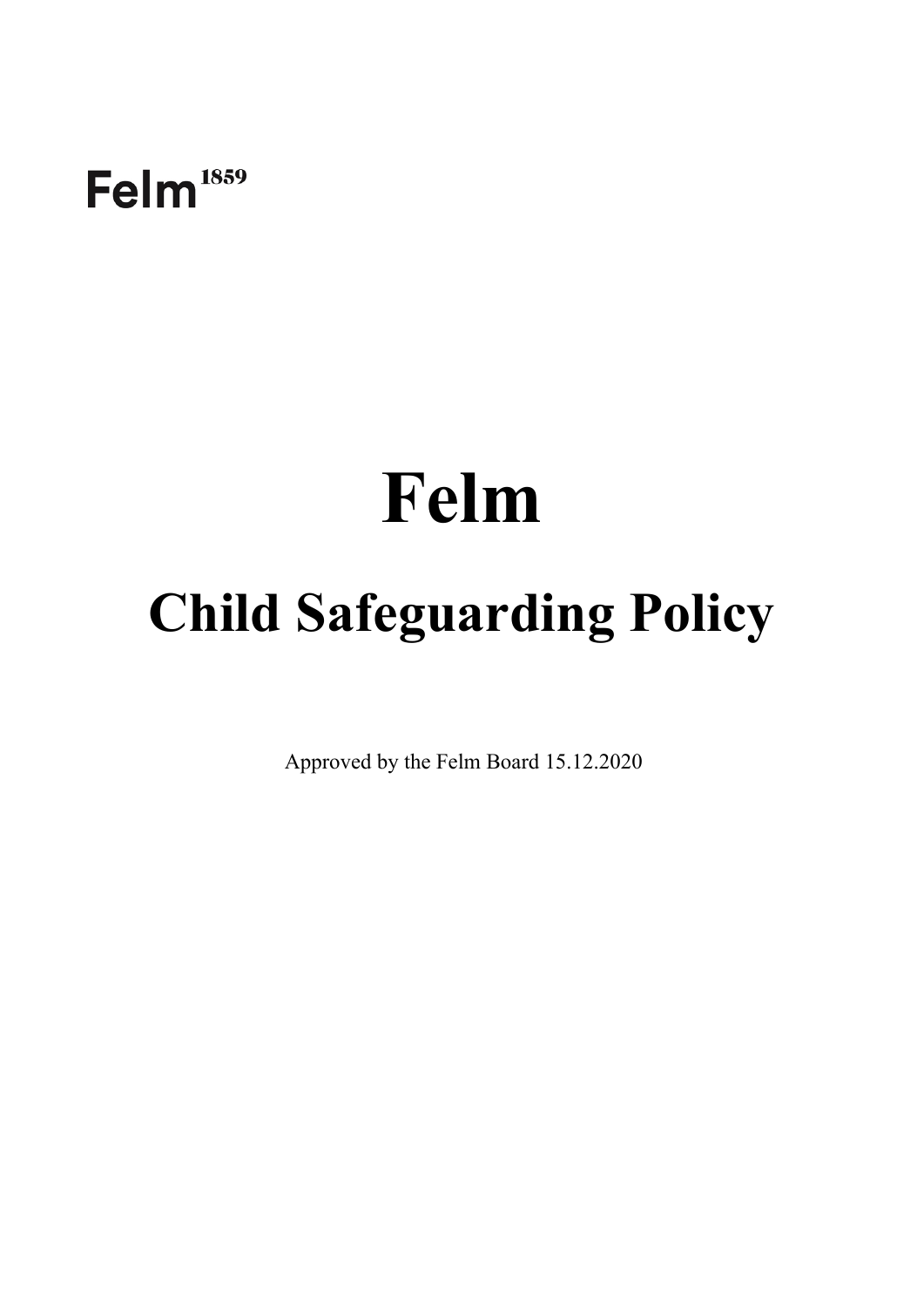Felm[1859]

# Felm

## Child Safeguarding Policy

Approved by the Felm Board 15.12.2020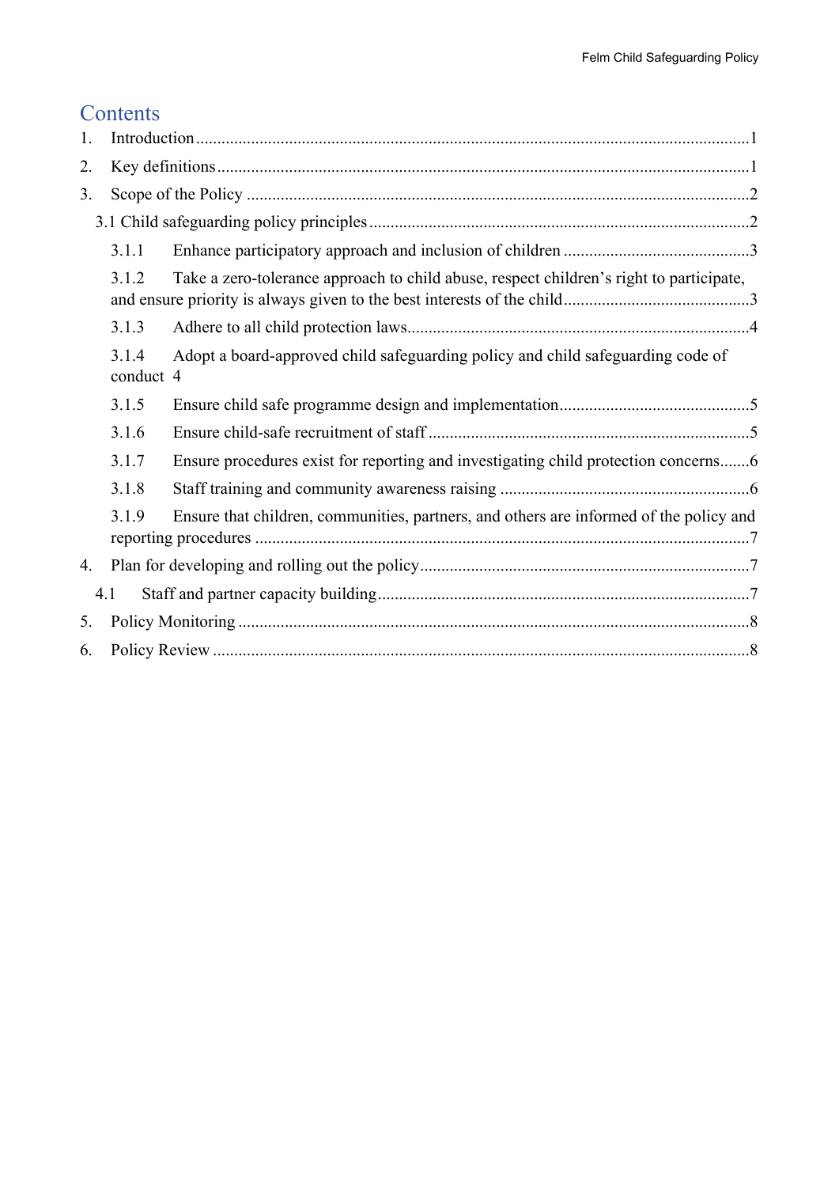# Contents

1. Introduction ..... 1
2. Key definitions ..... 1
3. Scope of the Policy ..... 2
   - 3.1 Child safeguarding policy principles ..... 2
     - 3.1.1 Enhance participatory approach and inclusion of children ..... 3
     - 3.1.2 Take a zero-tolerance approach to child abuse, respect children's right to participate, and ensure priority is always given to the best interests of the child ..... 3
     - 3.1.3 Adhere to all child protection laws ..... 4
     - 3.1.4 Adopt a board-approved child safeguarding policy and child safeguarding code of conduct 4
     - 3.1.5 Ensure child safe programme design and implementation ..... 5
     - 3.1.6 Ensure child-safe recruitment of staff ..... 5
     - 3.1.7 Ensure procedures exist for reporting and investigating child protection concerns ..... 6
     - 3.1.8 Staff training and community awareness raising ..... 6
     - 3.1.9 Ensure that children, communities, partners, and others are informed of the policy and reporting procedures ..... 7
4. Plan for developing and rolling out the policy ..... 7
   - 4.1 Staff and partner capacity building ..... 7
5. Policy Monitoring ..... 8
6. Policy Review ..... 8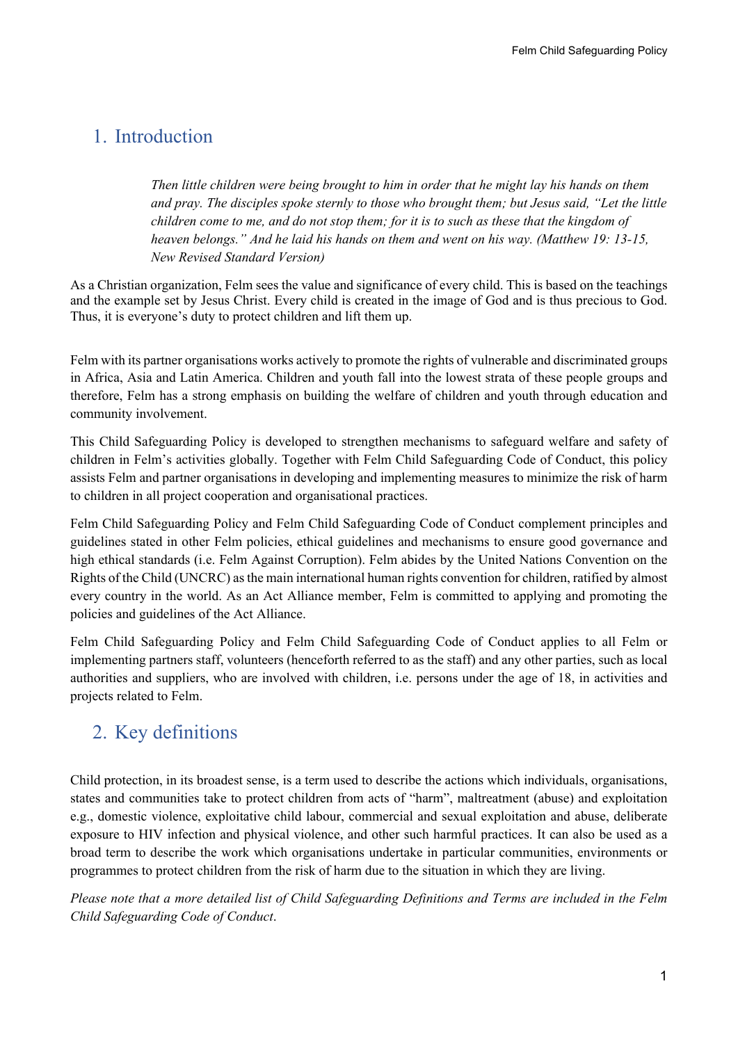## 1. Introduction

> *Then little children were being brought to him in order that he might lay his hands on them and pray. The disciples spoke sternly to those who brought them; but Jesus said, "Let the little children come to me, and do not stop them; for it is to such as these that the kingdom of heaven belongs." And he laid his hands on them and went on his way. (Matthew 19: 13-15, New Revised Standard Version)*

As a Christian organization, Felm sees the value and significance of every child. This is based on the teachings and the example set by Jesus Christ. Every child is created in the image of God and is thus precious to God. Thus, it is everyone's duty to protect children and lift them up.

Felm with its partner organisations works actively to promote the rights of vulnerable and discriminated groups in Africa, Asia and Latin America. Children and youth fall into the lowest strata of these people groups and therefore, Felm has a strong emphasis on building the welfare of children and youth through education and community involvement.

This Child Safeguarding Policy is developed to strengthen mechanisms to safeguard welfare and safety of children in Felm's activities globally. Together with Felm Child Safeguarding Code of Conduct, this policy assists Felm and partner organisations in developing and implementing measures to minimize the risk of harm to children in all project cooperation and organisational practices.

Felm Child Safeguarding Policy and Felm Child Safeguarding Code of Conduct complement principles and guidelines stated in other Felm policies, ethical guidelines and mechanisms to ensure good governance and high ethical standards (i.e. Felm Against Corruption). Felm abides by the United Nations Convention on the Rights of the Child (UNCRC) as the main international human rights convention for children, ratified by almost every country in the world. As an Act Alliance member, Felm is committed to applying and promoting the policies and guidelines of the Act Alliance.

Felm Child Safeguarding Policy and Felm Child Safeguarding Code of Conduct applies to all Felm or implementing partners staff, volunteers (henceforth referred to as the staff) and any other parties, such as local authorities and suppliers, who are involved with children, i.e. persons under the age of 18, in activities and projects related to Felm.

## 2. Key definitions

Child protection, in its broadest sense, is a term used to describe the actions which individuals, organisations, states and communities take to protect children from acts of "harm", maltreatment (abuse) and exploitation e.g., domestic violence, exploitative child labour, commercial and sexual exploitation and abuse, deliberate exposure to HIV infection and physical violence, and other such harmful practices. It can also be used as a broad term to describe the work which organisations undertake in particular communities, environments or programmes to protect children from the risk of harm due to the situation in which they are living.

*Please note that a more detailed list of Child Safeguarding Definitions and Terms are included in the Felm Child Safeguarding Code of Conduct.*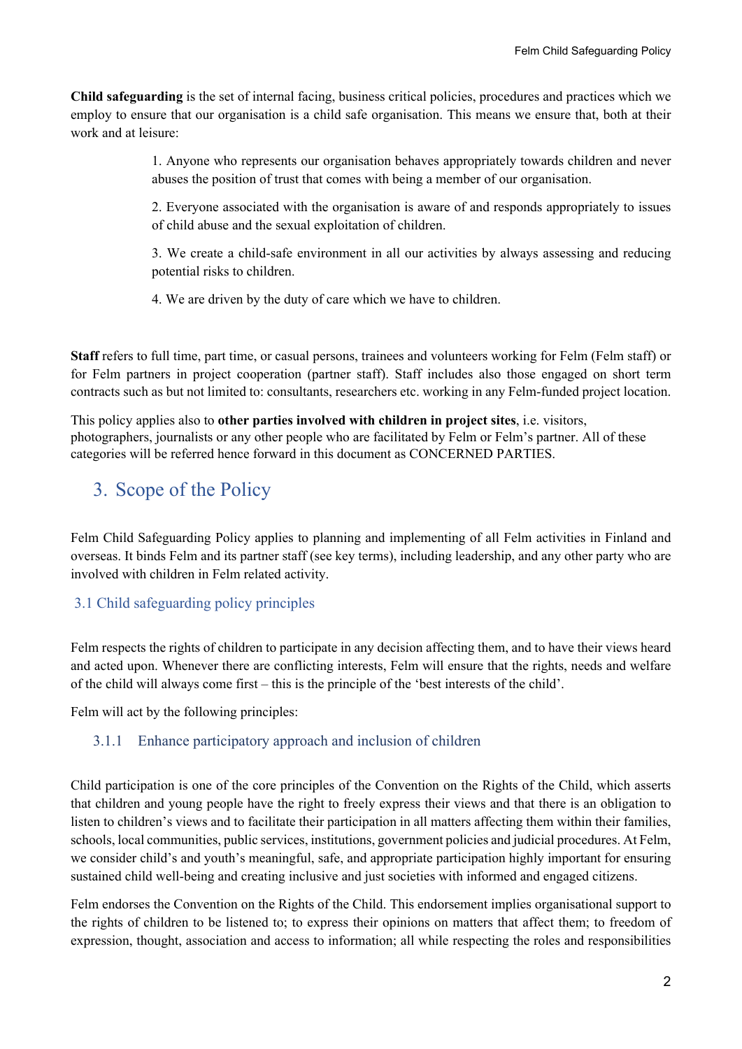**Child safeguarding** is the set of internal facing, business critical policies, procedures and practices which we employ to ensure that our organisation is a child safe organisation. This means we ensure that, both at their work and at leisure:

1. Anyone who represents our organisation behaves appropriately towards children and never abuses the position of trust that comes with being a member of our organisation.

2. Everyone associated with the organisation is aware of and responds appropriately to issues of child abuse and the sexual exploitation of children.

3. We create a child-safe environment in all our activities by always assessing and reducing potential risks to children.

4. We are driven by the duty of care which we have to children.

**Staff** refers to full time, part time, or casual persons, trainees and volunteers working for Felm (Felm staff) or for Felm partners in project cooperation (partner staff). Staff includes also those engaged on short term contracts such as but not limited to: consultants, researchers etc. working in any Felm-funded project location.

This policy applies also to **other parties involved with children in project sites**, i.e. visitors, photographers, journalists or any other people who are facilitated by Felm or Felm's partner. All of these categories will be referred hence forward in this document as CONCERNED PARTIES.

# 3. Scope of the Policy

Felm Child Safeguarding Policy applies to planning and implementing of all Felm activities in Finland and overseas. It binds Felm and its partner staff (see key terms), including leadership, and any other party who are involved with children in Felm related activity.

## 3.1 Child safeguarding policy principles

Felm respects the rights of children to participate in any decision affecting them, and to have their views heard and acted upon. Whenever there are conflicting interests, Felm will ensure that the rights, needs and welfare of the child will always come first – this is the principle of the 'best interests of the child'.

Felm will act by the following principles:

### 3.1.1 Enhance participatory approach and inclusion of children

Child participation is one of the core principles of the Convention on the Rights of the Child, which asserts that children and young people have the right to freely express their views and that there is an obligation to listen to children's views and to facilitate their participation in all matters affecting them within their families, schools, local communities, public services, institutions, government policies and judicial procedures. At Felm, we consider child's and youth's meaningful, safe, and appropriate participation highly important for ensuring sustained child well-being and creating inclusive and just societies with informed and engaged citizens.

Felm endorses the Convention on the Rights of the Child. This endorsement implies organisational support to the rights of children to be listened to; to express their opinions on matters that affect them; to freedom of expression, thought, association and access to information; all while respecting the roles and responsibilities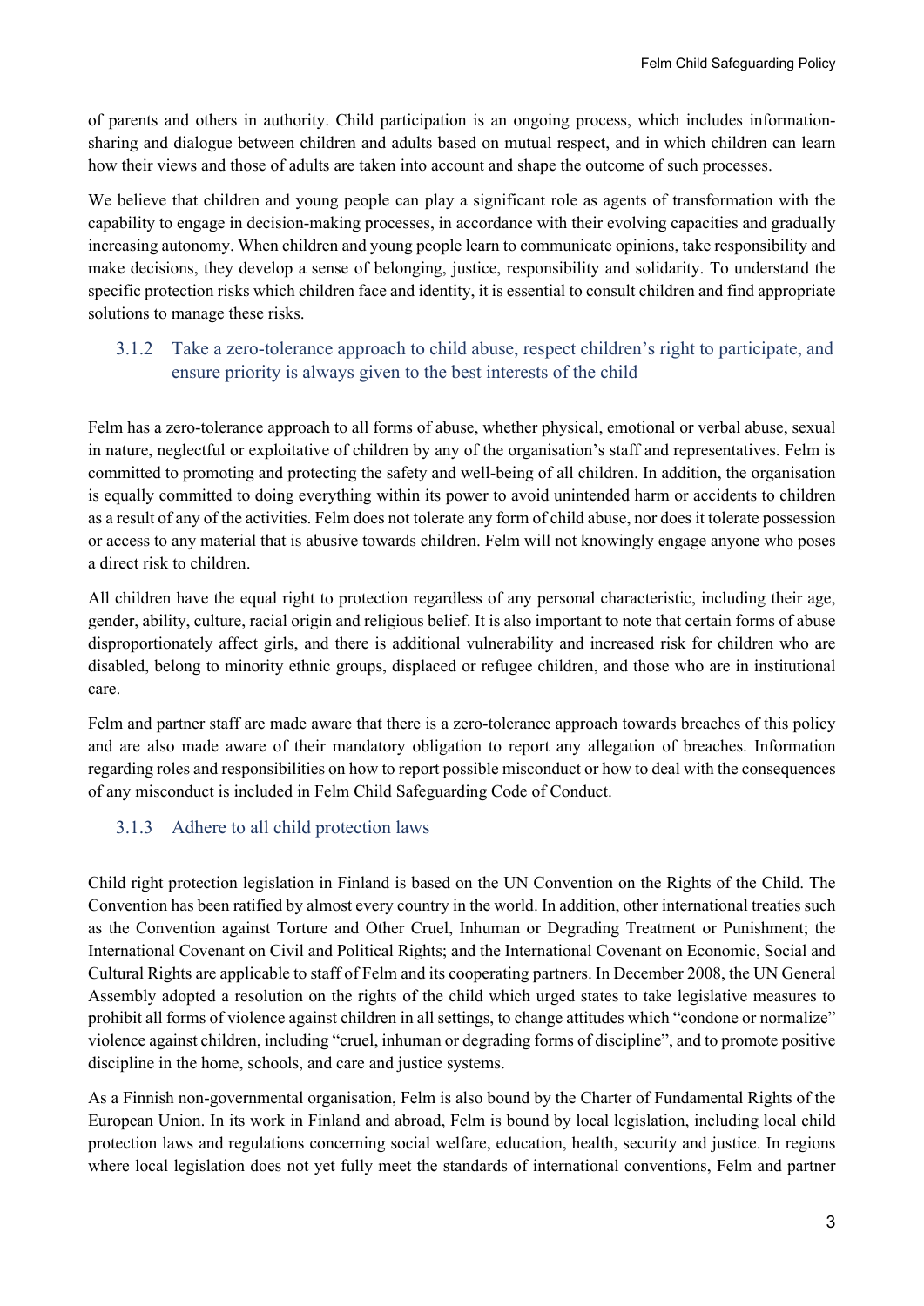of parents and others in authority. Child participation is an ongoing process, which includes information-sharing and dialogue between children and adults based on mutual respect, and in which children can learn how their views and those of adults are taken into account and shape the outcome of such processes.

We believe that children and young people can play a significant role as agents of transformation with the capability to engage in decision-making processes, in accordance with their evolving capacities and gradually increasing autonomy. When children and young people learn to communicate opinions, take responsibility and make decisions, they develop a sense of belonging, justice, responsibility and solidarity. To understand the specific protection risks which children face and identity, it is essential to consult children and find appropriate solutions to manage these risks.

### 3.1.2 Take a zero-tolerance approach to child abuse, respect children's right to participate, and ensure priority is always given to the best interests of the child

Felm has a zero-tolerance approach to all forms of abuse, whether physical, emotional or verbal abuse, sexual in nature, neglectful or exploitative of children by any of the organisation's staff and representatives. Felm is committed to promoting and protecting the safety and well-being of all children. In addition, the organisation is equally committed to doing everything within its power to avoid unintended harm or accidents to children as a result of any of the activities. Felm does not tolerate any form of child abuse, nor does it tolerate possession or access to any material that is abusive towards children. Felm will not knowingly engage anyone who poses a direct risk to children.

All children have the equal right to protection regardless of any personal characteristic, including their age, gender, ability, culture, racial origin and religious belief. It is also important to note that certain forms of abuse disproportionately affect girls, and there is additional vulnerability and increased risk for children who are disabled, belong to minority ethnic groups, displaced or refugee children, and those who are in institutional care.

Felm and partner staff are made aware that there is a zero-tolerance approach towards breaches of this policy and are also made aware of their mandatory obligation to report any allegation of breaches. Information regarding roles and responsibilities on how to report possible misconduct or how to deal with the consequences of any misconduct is included in Felm Child Safeguarding Code of Conduct.

### 3.1.3 Adhere to all child protection laws

Child right protection legislation in Finland is based on the UN Convention on the Rights of the Child. The Convention has been ratified by almost every country in the world. In addition, other international treaties such as the Convention against Torture and Other Cruel, Inhuman or Degrading Treatment or Punishment; the International Covenant on Civil and Political Rights; and the International Covenant on Economic, Social and Cultural Rights are applicable to staff of Felm and its cooperating partners. In December 2008, the UN General Assembly adopted a resolution on the rights of the child which urged states to take legislative measures to prohibit all forms of violence against children in all settings, to change attitudes which "condone or normalize" violence against children, including "cruel, inhuman or degrading forms of discipline", and to promote positive discipline in the home, schools, and care and justice systems.

As a Finnish non-governmental organisation, Felm is also bound by the Charter of Fundamental Rights of the European Union. In its work in Finland and abroad, Felm is bound by local legislation, including local child protection laws and regulations concerning social welfare, education, health, security and justice. In regions where local legislation does not yet fully meet the standards of international conventions, Felm and partner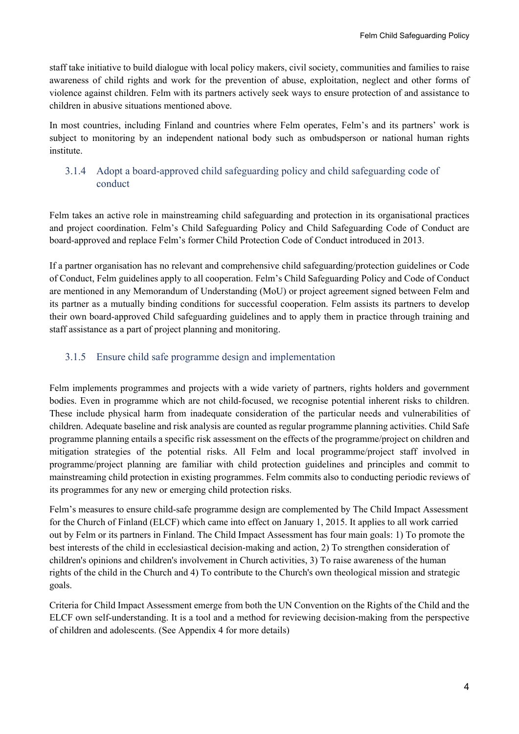staff take initiative to build dialogue with local policy makers, civil society, communities and families to raise awareness of child rights and work for the prevention of abuse, exploitation, neglect and other forms of violence against children. Felm with its partners actively seek ways to ensure protection of and assistance to children in abusive situations mentioned above.

In most countries, including Finland and countries where Felm operates, Felm's and its partners' work is subject to monitoring by an independent national body such as ombudsperson or national human rights institute.

### 3.1.4 Adopt a board-approved child safeguarding policy and child safeguarding code of conduct

Felm takes an active role in mainstreaming child safeguarding and protection in its organisational practices and project coordination. Felm's Child Safeguarding Policy and Child Safeguarding Code of Conduct are board-approved and replace Felm's former Child Protection Code of Conduct introduced in 2013.

If a partner organisation has no relevant and comprehensive child safeguarding/protection guidelines or Code of Conduct, Felm guidelines apply to all cooperation. Felm's Child Safeguarding Policy and Code of Conduct are mentioned in any Memorandum of Understanding (MoU) or project agreement signed between Felm and its partner as a mutually binding conditions for successful cooperation. Felm assists its partners to develop their own board-approved Child safeguarding guidelines and to apply them in practice through training and staff assistance as a part of project planning and monitoring.

### 3.1.5 Ensure child safe programme design and implementation

Felm implements programmes and projects with a wide variety of partners, rights holders and government bodies. Even in programme which are not child-focused, we recognise potential inherent risks to children. These include physical harm from inadequate consideration of the particular needs and vulnerabilities of children. Adequate baseline and risk analysis are counted as regular programme planning activities. Child Safe programme planning entails a specific risk assessment on the effects of the programme/project on children and mitigation strategies of the potential risks. All Felm and local programme/project staff involved in programme/project planning are familiar with child protection guidelines and principles and commit to mainstreaming child protection in existing programmes. Felm commits also to conducting periodic reviews of its programmes for any new or emerging child protection risks.

Felm's measures to ensure child-safe programme design are complemented by The Child Impact Assessment for the Church of Finland (ELCF) which came into effect on January 1, 2015. It applies to all work carried out by Felm or its partners in Finland. The Child Impact Assessment has four main goals: 1) To promote the best interests of the child in ecclesiastical decision-making and action, 2) To strengthen consideration of children's opinions and children's involvement in Church activities, 3) To raise awareness of the human rights of the child in the Church and 4) To contribute to the Church's own theological mission and strategic goals.

Criteria for Child Impact Assessment emerge from both the UN Convention on the Rights of the Child and the ELCF own self-understanding. It is a tool and a method for reviewing decision-making from the perspective of children and adolescents. (See Appendix 4 for more details)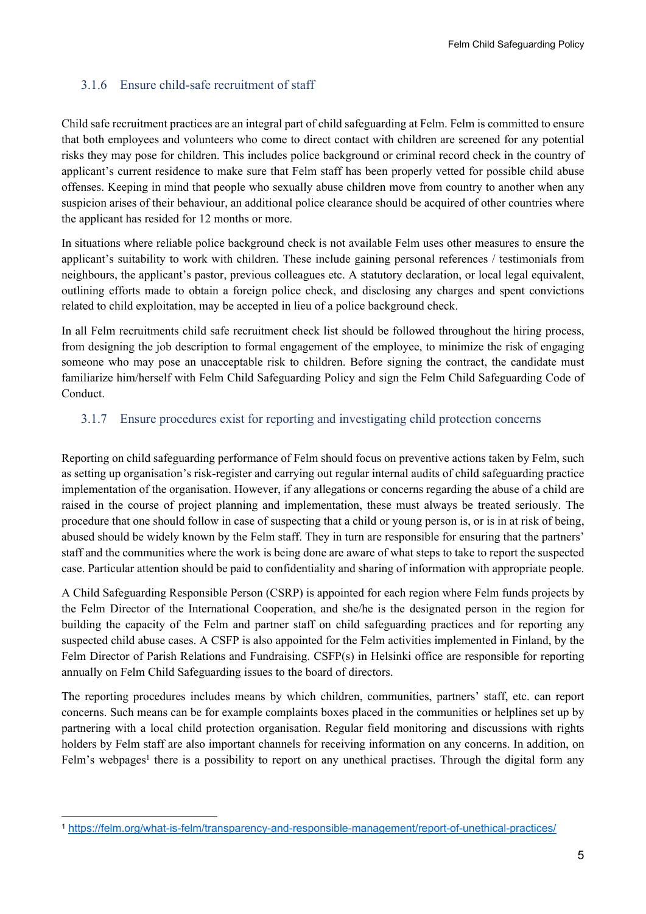### 3.1.6 Ensure child-safe recruitment of staff

Child safe recruitment practices are an integral part of child safeguarding at Felm. Felm is committed to ensure that both employees and volunteers who come to direct contact with children are screened for any potential risks they may pose for children. This includes police background or criminal record check in the country of applicant's current residence to make sure that Felm staff has been properly vetted for possible child abuse offenses. Keeping in mind that people who sexually abuse children move from country to another when any suspicion arises of their behaviour, an additional police clearance should be acquired of other countries where the applicant has resided for 12 months or more.

In situations where reliable police background check is not available Felm uses other measures to ensure the applicant's suitability to work with children. These include gaining personal references / testimonials from neighbours, the applicant's pastor, previous colleagues etc. A statutory declaration, or local legal equivalent, outlining efforts made to obtain a foreign police check, and disclosing any charges and spent convictions related to child exploitation, may be accepted in lieu of a police background check.

In all Felm recruitments child safe recruitment check list should be followed throughout the hiring process, from designing the job description to formal engagement of the employee, to minimize the risk of engaging someone who may pose an unacceptable risk to children. Before signing the contract, the candidate must familiarize him/herself with Felm Child Safeguarding Policy and sign the Felm Child Safeguarding Code of Conduct.

### 3.1.7 Ensure procedures exist for reporting and investigating child protection concerns

Reporting on child safeguarding performance of Felm should focus on preventive actions taken by Felm, such as setting up organisation's risk-register and carrying out regular internal audits of child safeguarding practice implementation of the organisation. However, if any allegations or concerns regarding the abuse of a child are raised in the course of project planning and implementation, these must always be treated seriously. The procedure that one should follow in case of suspecting that a child or young person is, or is in at risk of being, abused should be widely known by the Felm staff. They in turn are responsible for ensuring that the partners' staff and the communities where the work is being done are aware of what steps to take to report the suspected case. Particular attention should be paid to confidentiality and sharing of information with appropriate people.

A Child Safeguarding Responsible Person (CSRP) is appointed for each region where Felm funds projects by the Felm Director of the International Cooperation, and she/he is the designated person in the region for building the capacity of the Felm and partner staff on child safeguarding practices and for reporting any suspected child abuse cases. A CSFP is also appointed for the Felm activities implemented in Finland, by the Felm Director of Parish Relations and Fundraising. CSFP(s) in Helsinki office are responsible for reporting annually on Felm Child Safeguarding issues to the board of directors.

The reporting procedures includes means by which children, communities, partners' staff, etc. can report concerns. Such means can be for example complaints boxes placed in the communities or helplines set up by partnering with a local child protection organisation. Regular field monitoring and discussions with rights holders by Felm staff are also important channels for receiving information on any concerns. In addition, on Felm's webpages[1] there is a possibility to report on any unethical practises. Through the digital form any

[1] https://felm.org/what-is-felm/transparency-and-responsible-management/report-of-unethical-practices/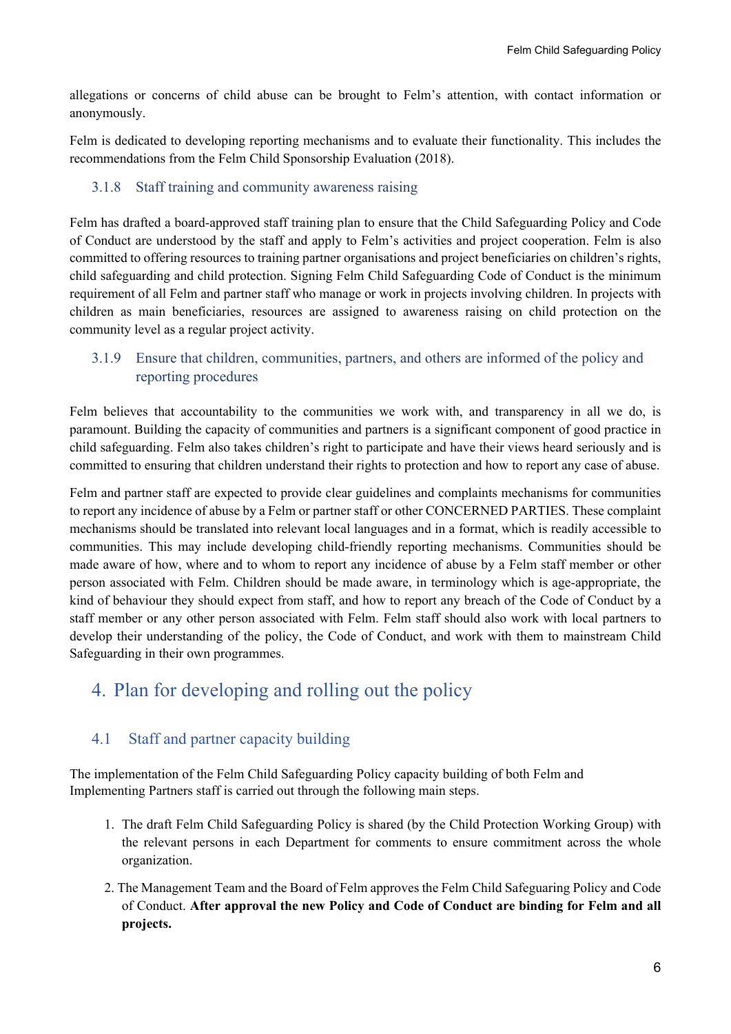allegations or concerns of child abuse can be brought to Felm's attention, with contact information or anonymously.

Felm is dedicated to developing reporting mechanisms and to evaluate their functionality. This includes the recommendations from the Felm Child Sponsorship Evaluation (2018).

### 3.1.8 Staff training and community awareness raising

Felm has drafted a board-approved staff training plan to ensure that the Child Safeguarding Policy and Code of Conduct are understood by the staff and apply to Felm's activities and project cooperation. Felm is also committed to offering resources to training partner organisations and project beneficiaries on children's rights, child safeguarding and child protection. Signing Felm Child Safeguarding Code of Conduct is the minimum requirement of all Felm and partner staff who manage or work in projects involving children. In projects with children as main beneficiaries, resources are assigned to awareness raising on child protection on the community level as a regular project activity.

### 3.1.9 Ensure that children, communities, partners, and others are informed of the policy and reporting procedures

Felm believes that accountability to the communities we work with, and transparency in all we do, is paramount. Building the capacity of communities and partners is a significant component of good practice in child safeguarding. Felm also takes children's right to participate and have their views heard seriously and is committed to ensuring that children understand their rights to protection and how to report any case of abuse.

Felm and partner staff are expected to provide clear guidelines and complaints mechanisms for communities to report any incidence of abuse by a Felm or partner staff or other CONCERNED PARTIES. These complaint mechanisms should be translated into relevant local languages and in a format, which is readily accessible to communities. This may include developing child-friendly reporting mechanisms. Communities should be made aware of how, where and to whom to report any incidence of abuse by a Felm staff member or other person associated with Felm. Children should be made aware, in terminology which is age-appropriate, the kind of behaviour they should expect from staff, and how to report any breach of the Code of Conduct by a staff member or any other person associated with Felm. Felm staff should also work with local partners to develop their understanding of the policy, the Code of Conduct, and work with them to mainstream Child Safeguarding in their own programmes.

# 4. Plan for developing and rolling out the policy

## 4.1 Staff and partner capacity building

The implementation of the Felm Child Safeguarding Policy capacity building of both Felm and Implementing Partners staff is carried out through the following main steps.

1. The draft Felm Child Safeguarding Policy is shared (by the Child Protection Working Group) with the relevant persons in each Department for comments to ensure commitment across the whole organization.
2. The Management Team and the Board of Felm approves the Felm Child Safeguaring Policy and Code of Conduct. **After approval the new Policy and Code of Conduct are binding for Felm and all projects.**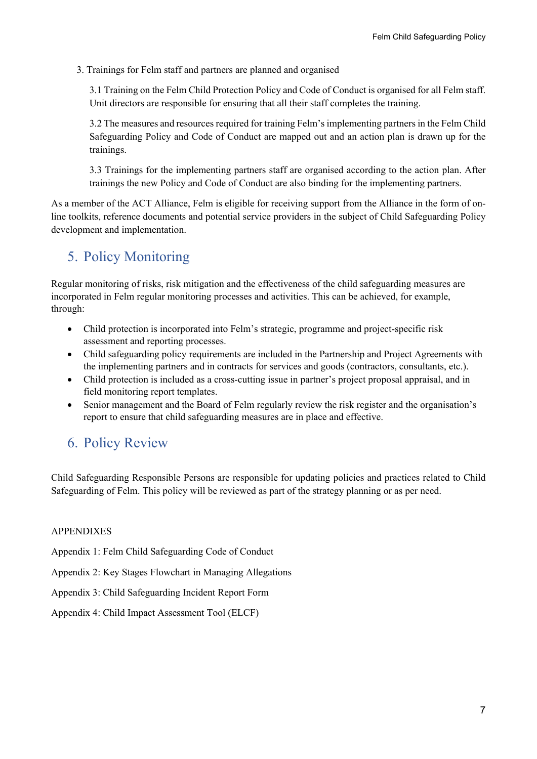3. Trainings for Felm staff and partners are planned and organised

    3.1 Training on the Felm Child Protection Policy and Code of Conduct is organised for all Felm staff. Unit directors are responsible for ensuring that all their staff completes the training.

    3.2 The measures and resources required for training Felm's implementing partners in the Felm Child Safeguarding Policy and Code of Conduct are mapped out and an action plan is drawn up for the trainings.

    3.3 Trainings for the implementing partners staff are organised according to the action plan. After trainings the new Policy and Code of Conduct are also binding for the implementing partners.

As a member of the ACT Alliance, Felm is eligible for receiving support from the Alliance in the form of on-line toolkits, reference documents and potential service providers in the subject of Child Safeguarding Policy development and implementation.

## 5. Policy Monitoring

Regular monitoring of risks, risk mitigation and the effectiveness of the child safeguarding measures are incorporated in Felm regular monitoring processes and activities. This can be achieved, for example, through:

- Child protection is incorporated into Felm's strategic, programme and project-specific risk assessment and reporting processes.
- Child safeguarding policy requirements are included in the Partnership and Project Agreements with the implementing partners and in contracts for services and goods (contractors, consultants, etc.).
- Child protection is included as a cross-cutting issue in partner's project proposal appraisal, and in field monitoring report templates.
- Senior management and the Board of Felm regularly review the risk register and the organisation's report to ensure that child safeguarding measures are in place and effective.

## 6. Policy Review

Child Safeguarding Responsible Persons are responsible for updating policies and practices related to Child Safeguarding of Felm. This policy will be reviewed as part of the strategy planning or as per need.

APPENDIXES

Appendix 1: Felm Child Safeguarding Code of Conduct

Appendix 2: Key Stages Flowchart in Managing Allegations

Appendix 3: Child Safeguarding Incident Report Form

Appendix 4: Child Impact Assessment Tool (ELCF)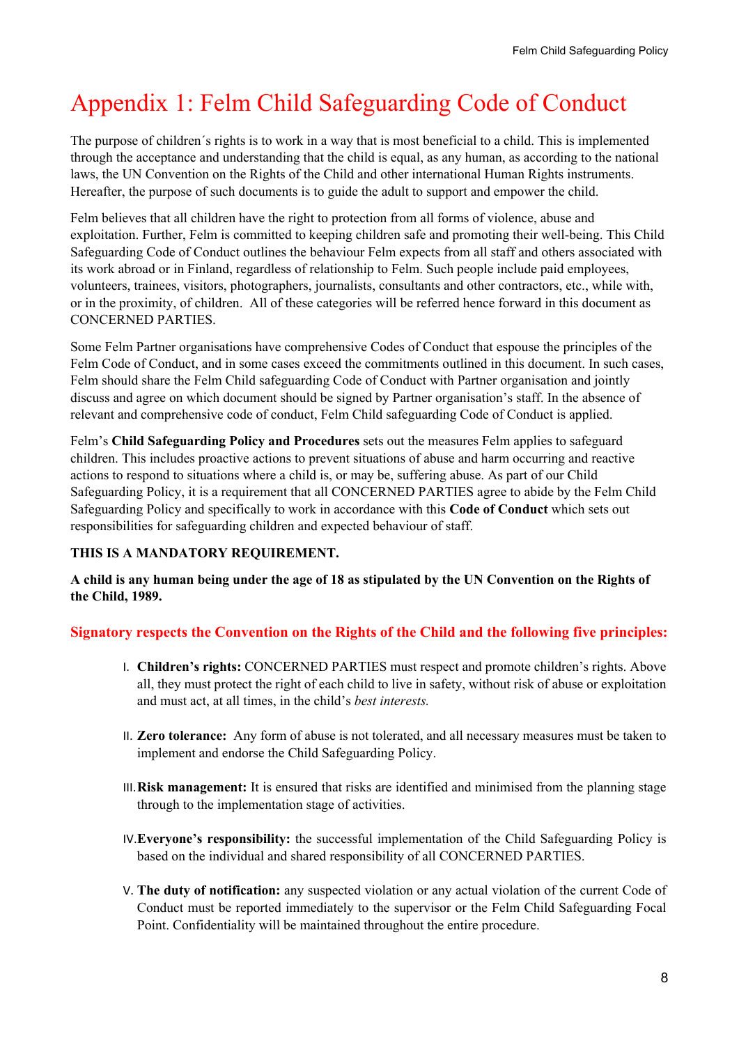# Appendix 1: Felm Child Safeguarding Code of Conduct

The purpose of children´s rights is to work in a way that is most beneficial to a child. This is implemented through the acceptance and understanding that the child is equal, as any human, as according to the national laws, the UN Convention on the Rights of the Child and other international Human Rights instruments. Hereafter, the purpose of such documents is to guide the adult to support and empower the child.

Felm believes that all children have the right to protection from all forms of violence, abuse and exploitation. Further, Felm is committed to keeping children safe and promoting their well-being. This Child Safeguarding Code of Conduct outlines the behaviour Felm expects from all staff and others associated with its work abroad or in Finland, regardless of relationship to Felm. Such people include paid employees, volunteers, trainees, visitors, photographers, journalists, consultants and other contractors, etc., while with, or in the proximity, of children. All of these categories will be referred hence forward in this document as CONCERNED PARTIES.

Some Felm Partner organisations have comprehensive Codes of Conduct that espouse the principles of the Felm Code of Conduct, and in some cases exceed the commitments outlined in this document. In such cases, Felm should share the Felm Child safeguarding Code of Conduct with Partner organisation and jointly discuss and agree on which document should be signed by Partner organisation's staff. In the absence of relevant and comprehensive code of conduct, Felm Child safeguarding Code of Conduct is applied.

Felm's **Child Safeguarding Policy and Procedures** sets out the measures Felm applies to safeguard children. This includes proactive actions to prevent situations of abuse and harm occurring and reactive actions to respond to situations where a child is, or may be, suffering abuse. As part of our Child Safeguarding Policy, it is a requirement that all CONCERNED PARTIES agree to abide by the Felm Child Safeguarding Policy and specifically to work in accordance with this **Code of Conduct** which sets out responsibilities for safeguarding children and expected behaviour of staff.

**THIS IS A MANDATORY REQUIREMENT.**

**A child is any human being under the age of 18 as stipulated by the UN Convention on the Rights of the Child, 1989.**

### Signatory respects the Convention on the Rights of the Child and the following five principles:

I. **Children's rights:** CONCERNED PARTIES must respect and promote children's rights. Above all, they must protect the right of each child to live in safety, without risk of abuse or exploitation and must act, at all times, in the child's *best interests.*

II. **Zero tolerance:** Any form of abuse is not tolerated, and all necessary measures must be taken to implement and endorse the Child Safeguarding Policy.

III. **Risk management:** It is ensured that risks are identified and minimised from the planning stage through to the implementation stage of activities.

IV. **Everyone's responsibility:** the successful implementation of the Child Safeguarding Policy is based on the individual and shared responsibility of all CONCERNED PARTIES.

V. **The duty of notification:** any suspected violation or any actual violation of the current Code of Conduct must be reported immediately to the supervisor or the Felm Child Safeguarding Focal Point. Confidentiality will be maintained throughout the entire procedure.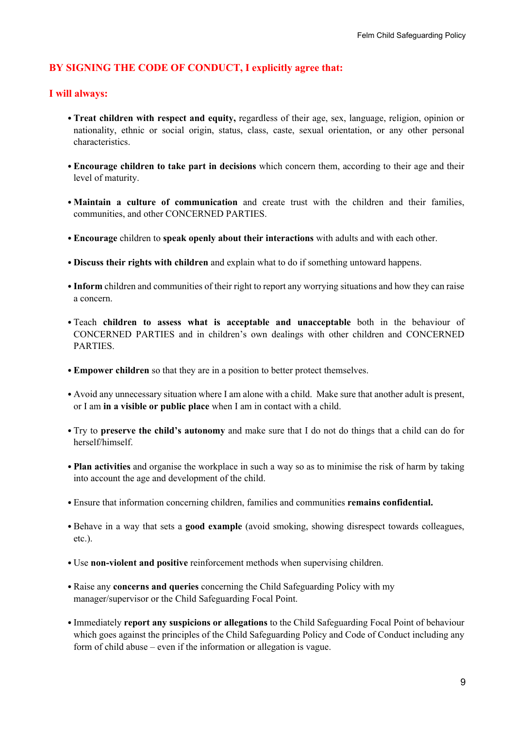## BY SIGNING THE CODE OF CONDUCT, I explicitly agree that:

### I will always:

- **Treat children with respect and equity,** regardless of their age, sex, language, religion, opinion or nationality, ethnic or social origin, status, class, caste, sexual orientation, or any other personal characteristics.
- **Encourage children to take part in decisions** which concern them, according to their age and their level of maturity.
- **Maintain a culture of communication** and create trust with the children and their families, communities, and other CONCERNED PARTIES.
- **Encourage** children to **speak openly about their interactions** with adults and with each other.
- **Discuss their rights with children** and explain what to do if something untoward happens.
- **Inform** children and communities of their right to report any worrying situations and how they can raise a concern.
- Teach **children to assess what is acceptable and unacceptable** both in the behaviour of CONCERNED PARTIES and in children's own dealings with other children and CONCERNED PARTIES.
- **Empower children** so that they are in a position to better protect themselves.
- Avoid any unnecessary situation where I am alone with a child. Make sure that another adult is present, or I am **in a visible or public place** when I am in contact with a child.
- Try to **preserve the child's autonomy** and make sure that I do not do things that a child can do for herself/himself.
- **Plan activities** and organise the workplace in such a way so as to minimise the risk of harm by taking into account the age and development of the child.
- Ensure that information concerning children, families and communities **remains confidential.**
- Behave in a way that sets a **good example** (avoid smoking, showing disrespect towards colleagues, etc.).
- Use **non-violent and positive** reinforcement methods when supervising children.
- Raise any **concerns and queries** concerning the Child Safeguarding Policy with my manager/supervisor or the Child Safeguarding Focal Point.
- Immediately **report any suspicions or allegations** to the Child Safeguarding Focal Point of behaviour which goes against the principles of the Child Safeguarding Policy and Code of Conduct including any form of child abuse – even if the information or allegation is vague.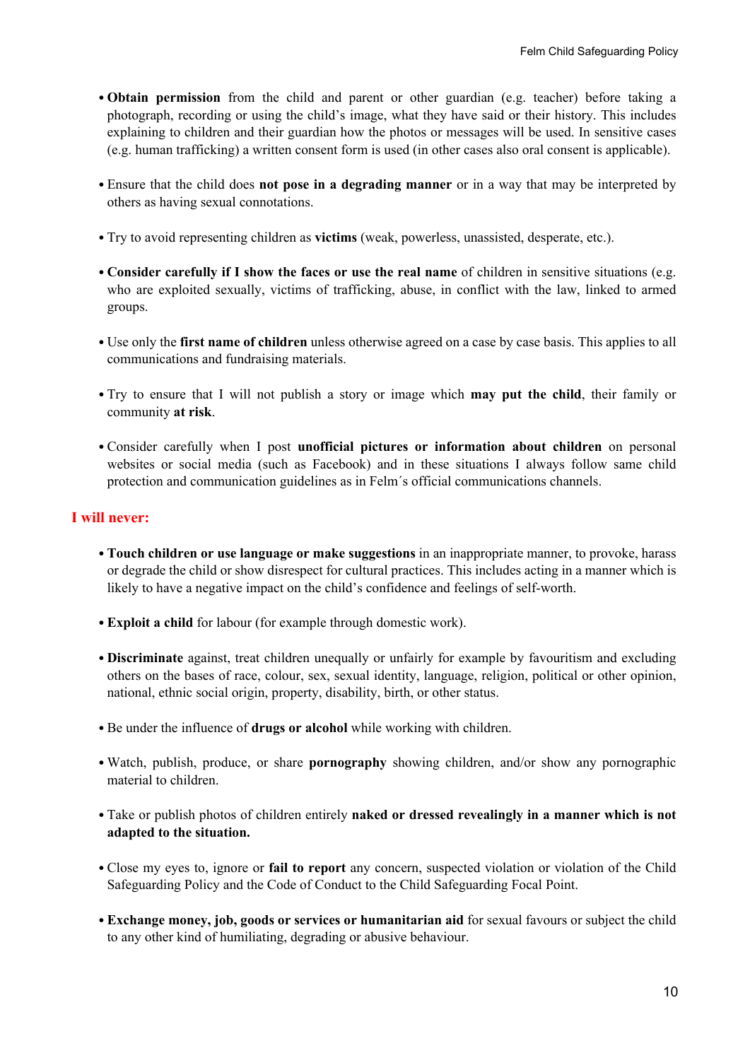- **Obtain permission** from the child and parent or other guardian (e.g. teacher) before taking a photograph, recording or using the child's image, what they have said or their history. This includes explaining to children and their guardian how the photos or messages will be used. In sensitive cases (e.g. human trafficking) a written consent form is used (in other cases also oral consent is applicable).

- Ensure that the child does **not pose in a degrading manner** or in a way that may be interpreted by others as having sexual connotations.

- Try to avoid representing children as **victims** (weak, powerless, unassisted, desperate, etc.).

- **Consider carefully if I show the faces or use the real name** of children in sensitive situations (e.g. who are exploited sexually, victims of trafficking, abuse, in conflict with the law, linked to armed groups.

- Use only the **first name of children** unless otherwise agreed on a case by case basis. This applies to all communications and fundraising materials.

- Try to ensure that I will not publish a story or image which **may put the child**, their family or community **at risk**.

- Consider carefully when I post **unofficial pictures or information about children** on personal websites or social media (such as Facebook) and in these situations I always follow same child protection and communication guidelines as in Felm´s official communications channels.

## I will never:

- **Touch children or use language or make suggestions** in an inappropriate manner, to provoke, harass or degrade the child or show disrespect for cultural practices. This includes acting in a manner which is likely to have a negative impact on the child's confidence and feelings of self-worth.

- **Exploit a child** for labour (for example through domestic work).

- **Discriminate** against, treat children unequally or unfairly for example by favouritism and excluding others on the bases of race, colour, sex, sexual identity, language, religion, political or other opinion, national, ethnic social origin, property, disability, birth, or other status.

- Be under the influence of **drugs or alcohol** while working with children.

- Watch, publish, produce, or share **pornography** showing children, and/or show any pornographic material to children.

- Take or publish photos of children entirely **naked or dressed revealingly in a manner which is not adapted to the situation.**

- Close my eyes to, ignore or **fail to report** any concern, suspected violation or violation of the Child Safeguarding Policy and the Code of Conduct to the Child Safeguarding Focal Point.

- **Exchange money, job, goods or services or humanitarian aid** for sexual favours or subject the child to any other kind of humiliating, degrading or abusive behaviour.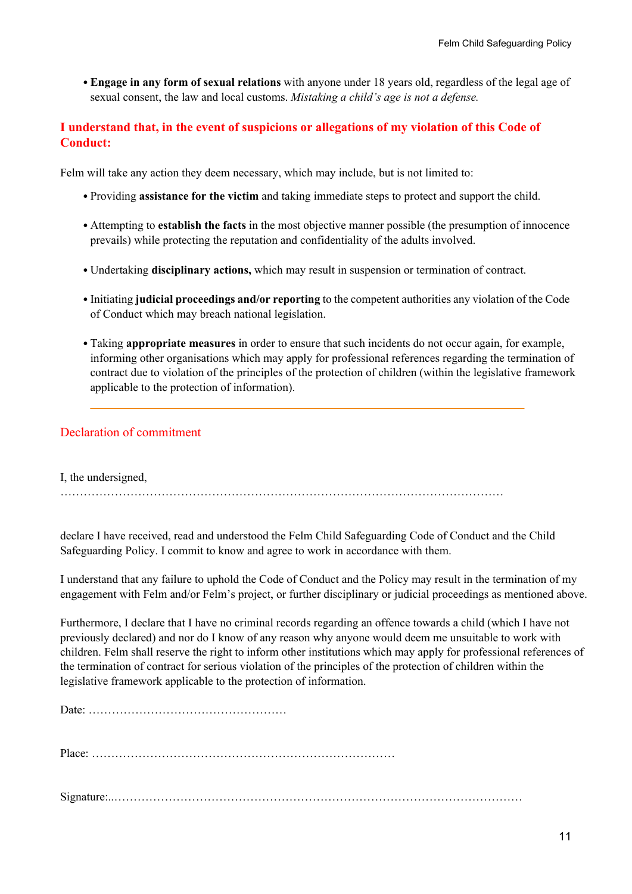- **Engage in any form of sexual relations** with anyone under 18 years old, regardless of the legal age of sexual consent, the law and local customs. *Mistaking a child's age is not a defense.*

### I understand that, in the event of suspicions or allegations of my violation of this Code of Conduct:

Felm will take any action they deem necessary, which may include, but is not limited to:

- Providing **assistance for the victim** and taking immediate steps to protect and support the child.
- Attempting to **establish the facts** in the most objective manner possible (the presumption of innocence prevails) while protecting the reputation and confidentiality of the adults involved.
- Undertaking **disciplinary actions,** which may result in suspension or termination of contract.
- Initiating **judicial proceedings and/or reporting** to the competent authorities any violation of the Code of Conduct which may breach national legislation.
- Taking **appropriate measures** in order to ensure that such incidents do not occur again, for example, informing other organisations which may apply for professional references regarding the termination of contract due to violation of the principles of the protection of children (within the legislative framework applicable to the protection of information).

---

## Declaration of commitment

I, the undersigned,
……………………………………………………………………………………………………

declare I have received, read and understood the Felm Child Safeguarding Code of Conduct and the Child Safeguarding Policy. I commit to know and agree to work in accordance with them.

I understand that any failure to uphold the Code of Conduct and the Policy may result in the termination of my engagement with Felm and/or Felm's project, or further disciplinary or judicial proceedings as mentioned above.

Furthermore, I declare that I have no criminal records regarding an offence towards a child (which I have not previously declared) and nor do I know of any reason why anyone would deem me unsuitable to work with children. Felm shall reserve the right to inform other institutions which may apply for professional references of the termination of contract for serious violation of the principles of the protection of children within the legislative framework applicable to the protection of information.

Date: ……………………………………………

Place: ……………………………………………………………………

Signature:..………………………………………………………………………………………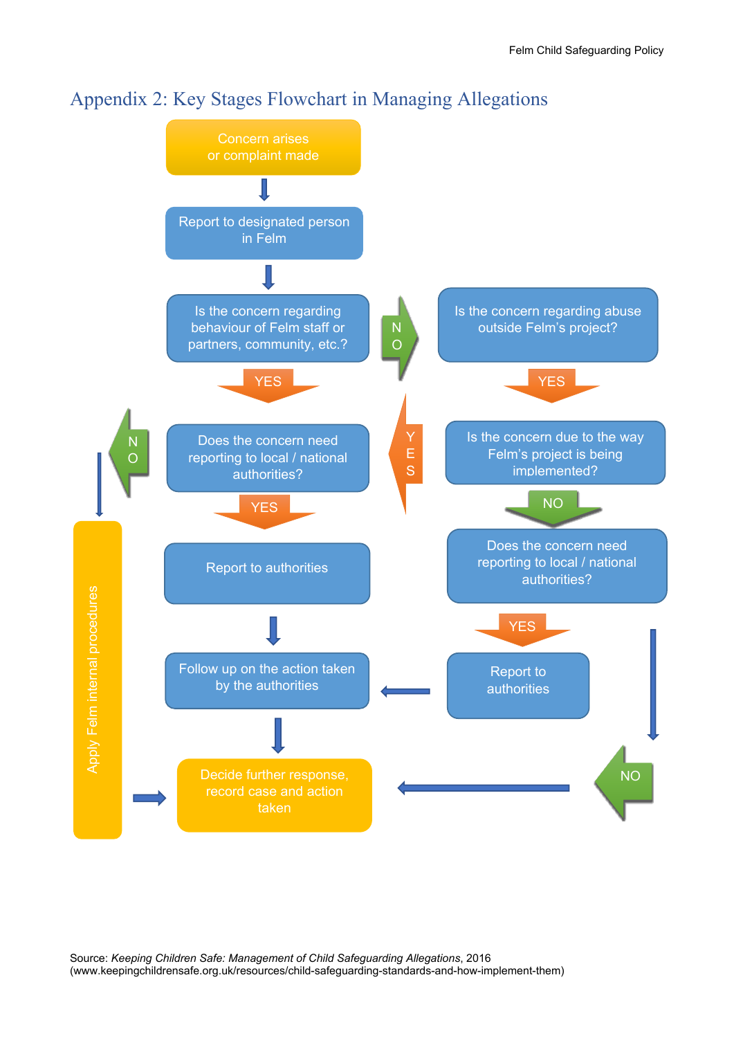## Appendix 2: Key Stages Flowchart in Managing Allegations

Concern arises or complaint made

Report to designated person in Felm

Is the concern regarding behaviour of Felm staff or partners, community, etc.?

NO

Is the concern regarding abuse outside Felm's project?

YES

YES

NO

Does the concern need reporting to local / national authorities?

YES

Is the concern due to the way Felm's project is being implemented?

YES

NO

Report to authorities

Does the concern need reporting to local / national authorities?

YES

Apply Felm internal procedures

Follow up on the action taken by the authorities

Report to authorities

Decide further response, record case and action taken

NO

Source: *Keeping Children Safe: Management of Child Safeguarding Allegations*, 2016 (www.keepingchildrensafe.org.uk/resources/child-safeguarding-standards-and-how-implement-them)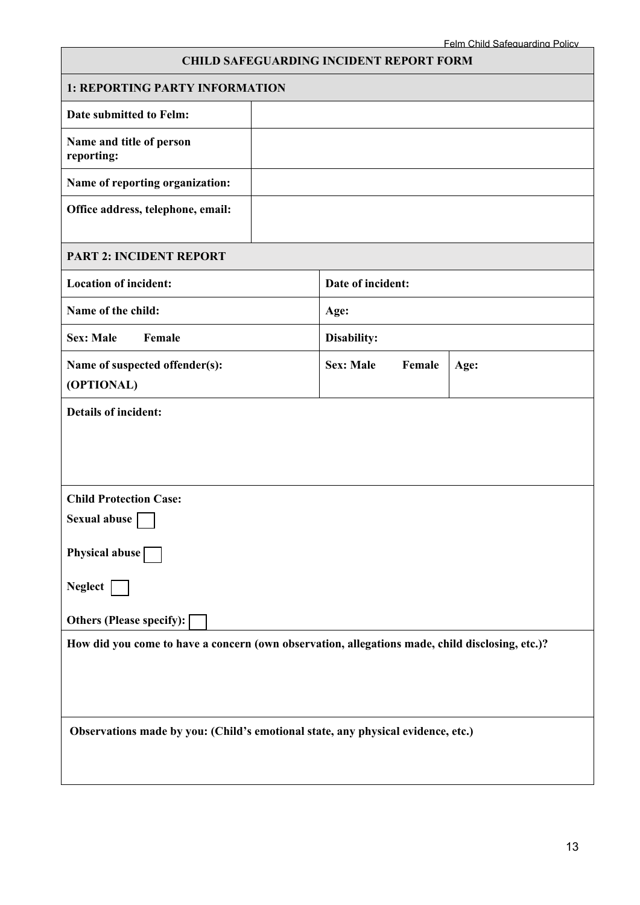| CHILD SAFEGUARDING INCIDENT REPORT FORM | | | |
|---|---|---|---|
| **1: REPORTING PARTY INFORMATION** | | | |
| **Date submitted to Felm:** | | | |
| **Name and title of person reporting:** | | | |
| **Name of reporting organization:** | | | |
| **Office address, telephone, email:** | | | |
| **PART 2: INCIDENT REPORT** | | | |
| **Location of incident:** | | **Date of incident:** | |
| **Name of the child:** | | **Age:** | |
| **Sex: Male Female** | | **Disability:** | |
| **Name of suspected offender(s): (OPTIONAL)** | | **Sex: Male Female** | **Age:** |
| **Details of incident:** | | | |
| **Child Protection Case:**<br>**Sexual abuse** ☐<br>**Physical abuse** ☐<br>**Neglect** ☐<br>**Others (Please specify):** ☐ | | | |
| **How did you come to have a concern (own observation, allegations made, child disclosing, etc.)?** | | | |
| **Observations made by you: (Child's emotional state, any physical evidence, etc.)** | | | |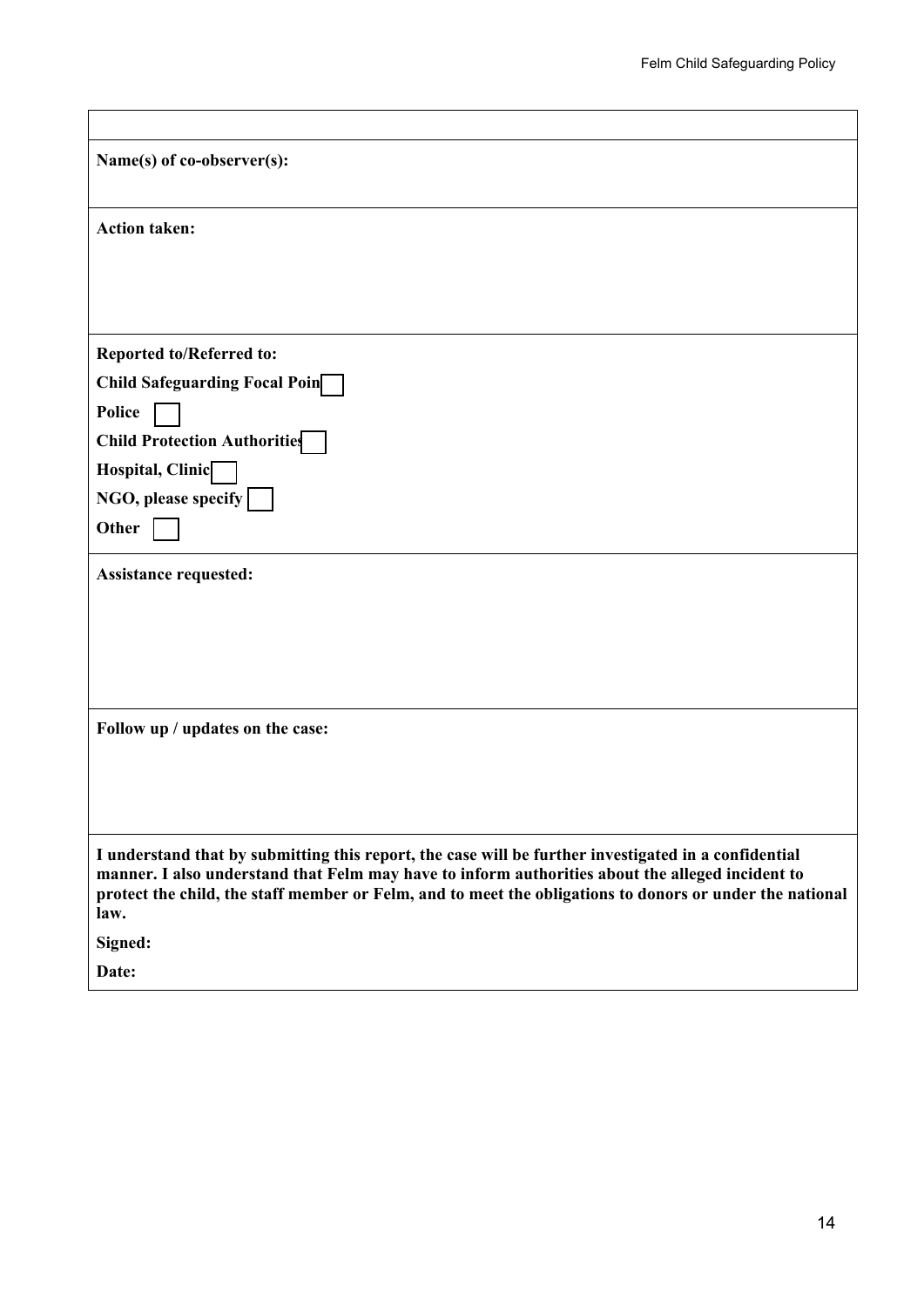| |
|---|
| **Name(s) of co-observer(s):** |
| **Action taken:** |
| **Reported to/Referred to:**<br>**Child Safeguarding Focal Point** ☐<br>**Police** ☐<br>**Child Protection Authorities** ☐<br>**Hospital, Clinic** ☐<br>**NGO, please specify** ☐<br>**Other** ☐ |
| **Assistance requested:** |
| **Follow up / updates on the case:** |
| **I understand that by submitting this report, the case will be further investigated in a confidential manner. I also understand that Felm may have to inform authorities about the alleged incident to protect the child, the staff member or Felm, and to meet the obligations to donors or under the national law.**<br>**Signed:**<br>**Date:** |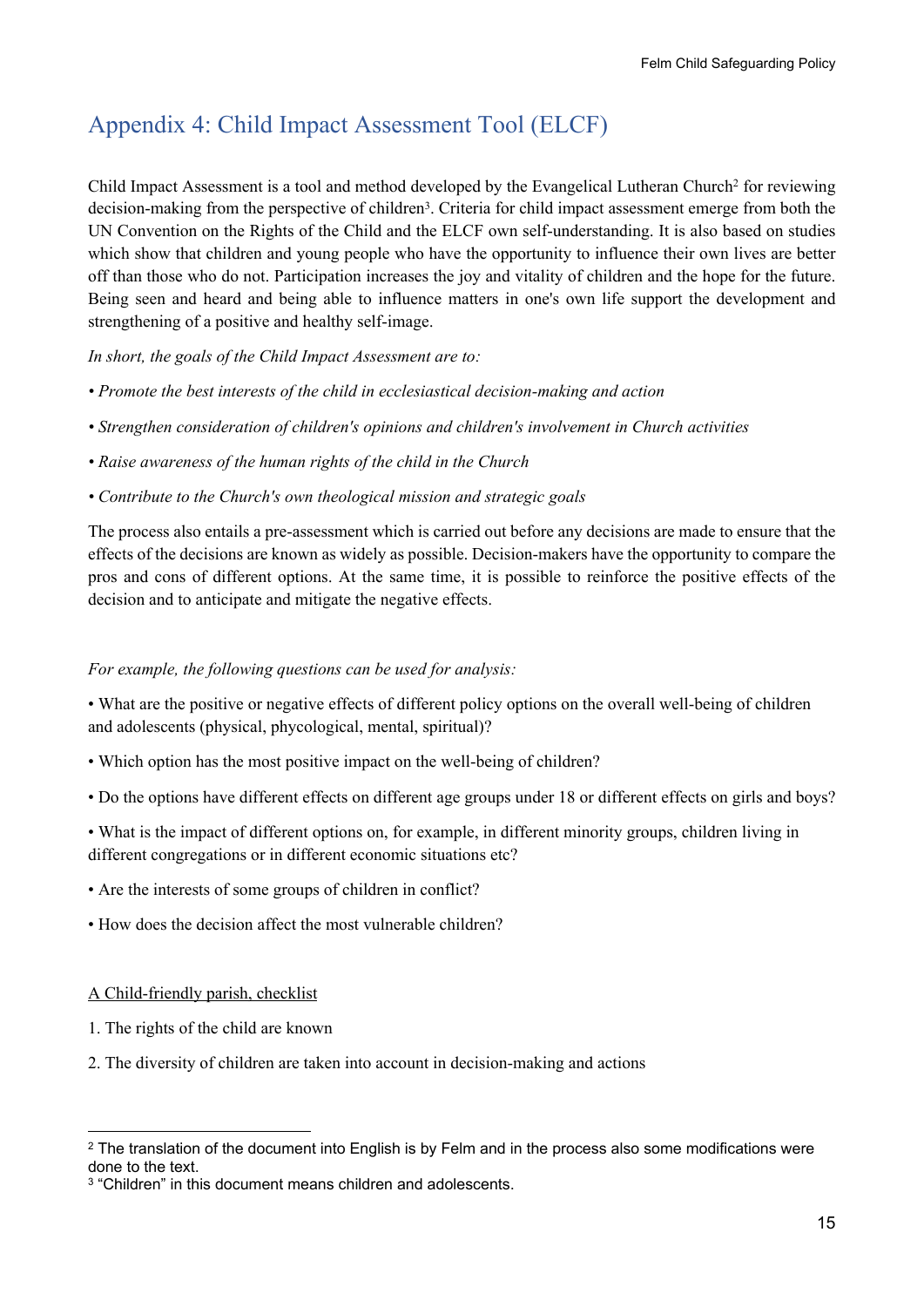## Appendix 4: Child Impact Assessment Tool (ELCF)

Child Impact Assessment is a tool and method developed by the Evangelical Lutheran Church[2] for reviewing decision-making from the perspective of children[3]. Criteria for child impact assessment emerge from both the UN Convention on the Rights of the Child and the ELCF own self-understanding. It is also based on studies which show that children and young people who have the opportunity to influence their own lives are better off than those who do not. Participation increases the joy and vitality of children and the hope for the future. Being seen and heard and being able to influence matters in one's own life support the development and strengthening of a positive and healthy self-image.

*In short, the goals of the Child Impact Assessment are to:*

- *Promote the best interests of the child in ecclesiastical decision-making and action*
- *Strengthen consideration of children's opinions and children's involvement in Church activities*
- *Raise awareness of the human rights of the child in the Church*
- *Contribute to the Church's own theological mission and strategic goals*

The process also entails a pre-assessment which is carried out before any decisions are made to ensure that the effects of the decisions are known as widely as possible. Decision-makers have the opportunity to compare the pros and cons of different options. At the same time, it is possible to reinforce the positive effects of the decision and to anticipate and mitigate the negative effects.

*For example, the following questions can be used for analysis:*

- What are the positive or negative effects of different policy options on the overall well-being of children and adolescents (physical, phycological, mental, spiritual)?
- Which option has the most positive impact on the well-being of children?
- Do the options have different effects on different age groups under 18 or different effects on girls and boys?
- What is the impact of different options on, for example, in different minority groups, children living in different congregations or in different economic situations etc?
- Are the interests of some groups of children in conflict?
- How does the decision affect the most vulnerable children?

<u>A Child-friendly parish, checklist</u>

1. The rights of the child are known
2. The diversity of children are taken into account in decision-making and actions

---

[2] The translation of the document into English is by Felm and in the process also some modifications were done to the text.

[3] "Children" in this document means children and adolescents.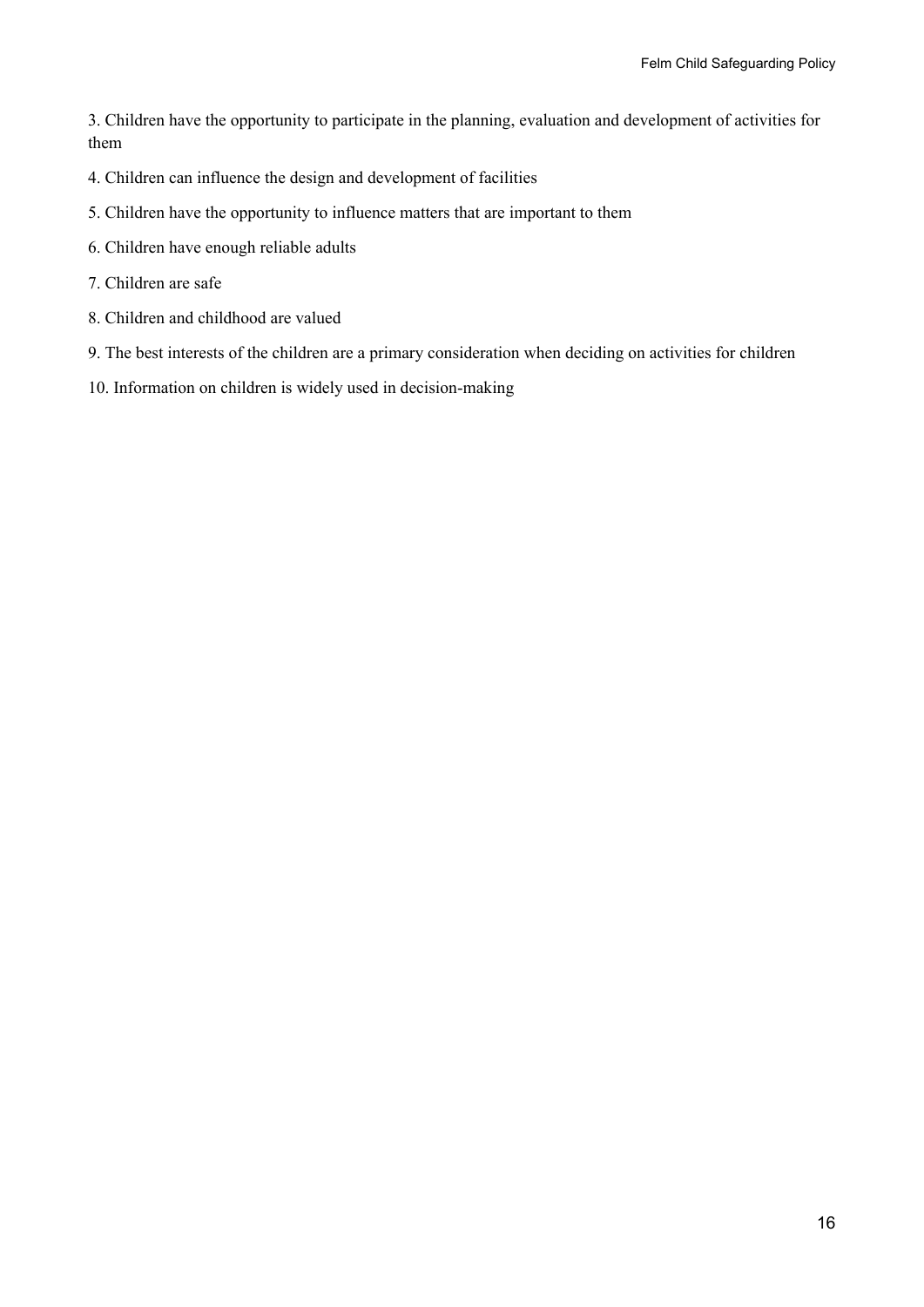3. Children have the opportunity to participate in the planning, evaluation and development of activities for them

4. Children can influence the design and development of facilities

5. Children have the opportunity to influence matters that are important to them

6. Children have enough reliable adults

7. Children are safe

8. Children and childhood are valued

9. The best interests of the children are a primary consideration when deciding on activities for children

10. Information on children is widely used in decision-making